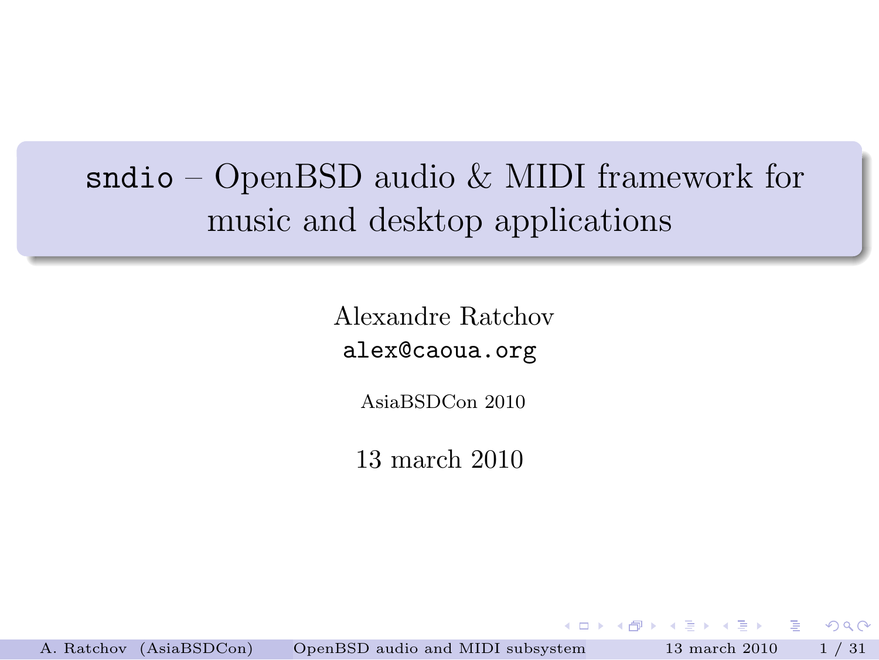# `sndio` – OpenBSD audio & MIDI framework for music and desktop applications

Alexandre Ratchov
`alex@caoua.org`

AsiaBSDCon 2010

13 march 2010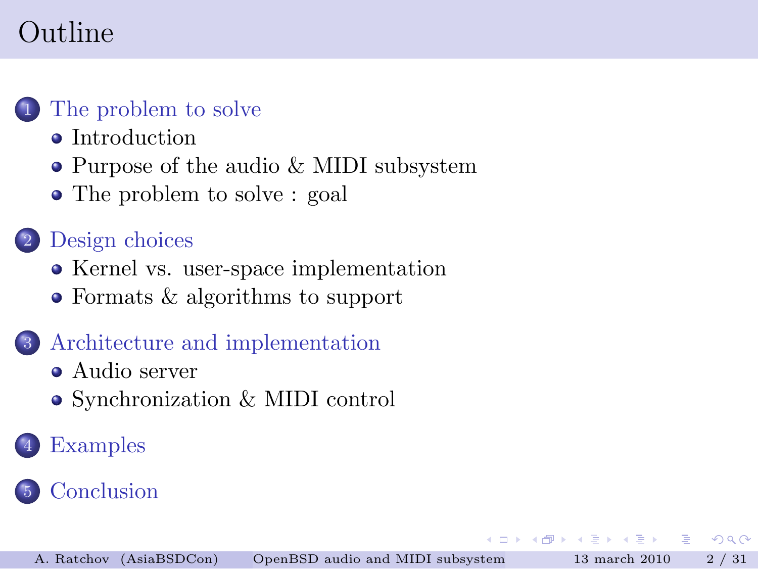# Outline

1. The problem to solve
   - Introduction
   - Purpose of the audio & MIDI subsystem
   - The problem to solve : goal
2. Design choices
   - Kernel vs. user-space implementation
   - Formats & algorithms to support
3. Architecture and implementation
   - Audio server
   - Synchronization & MIDI control
4. Examples
5. Conclusion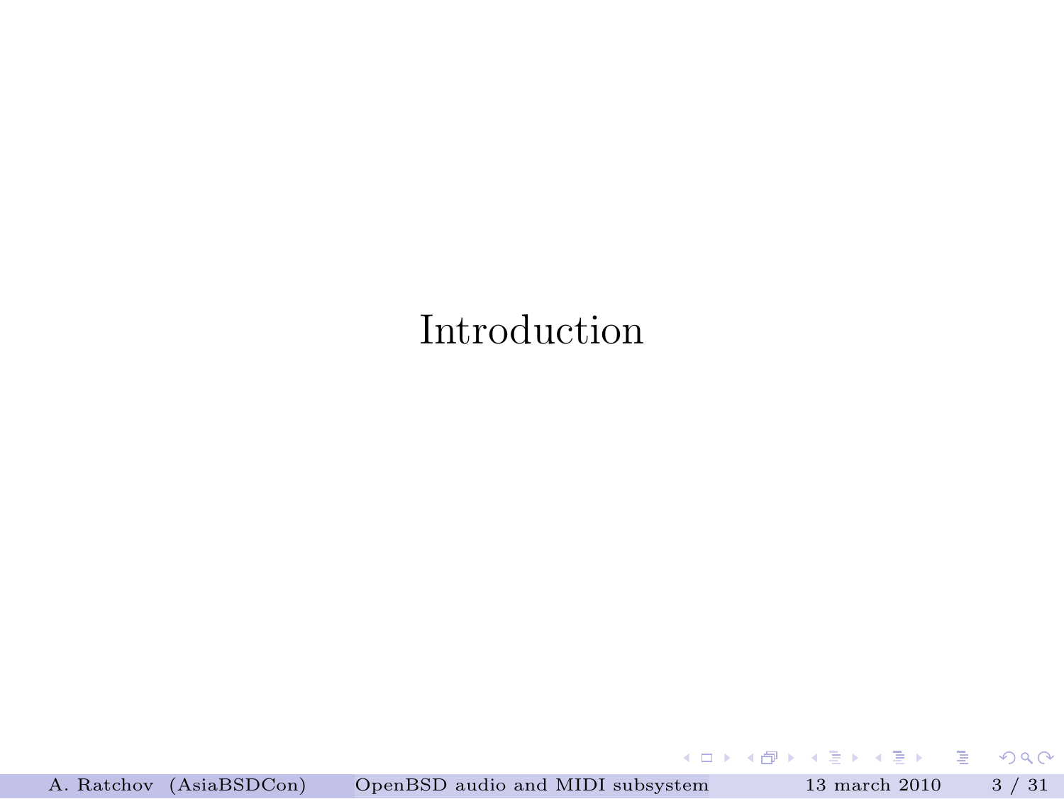# Introduction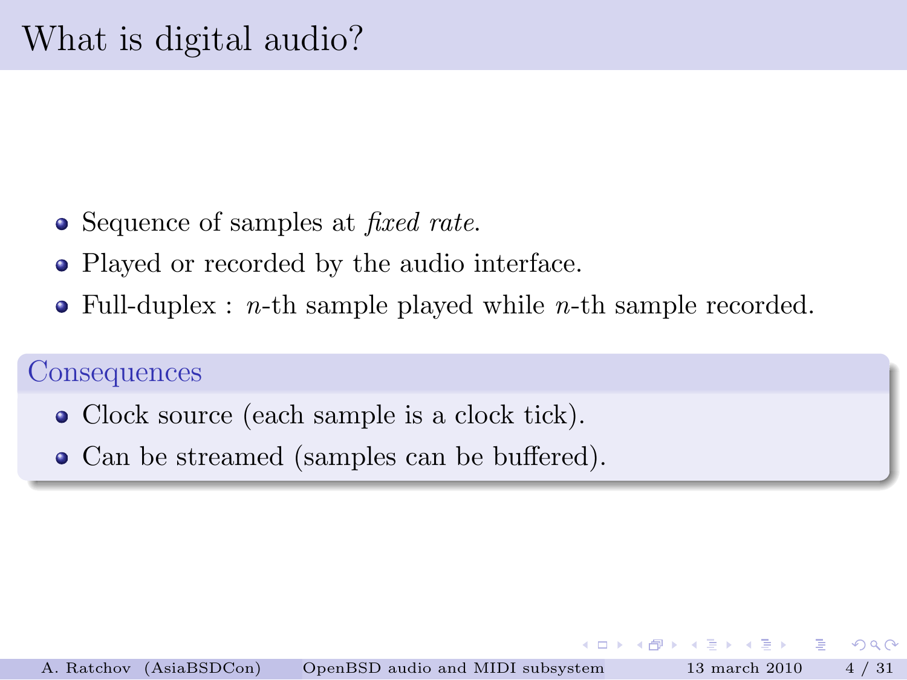# What is digital audio?

- Sequence of samples at *fixed rate*.
- Played or recorded by the audio interface.
- Full-duplex : $n$-th sample played while $n$-th sample recorded.

## Consequences

- Clock source (each sample is a clock tick).
- Can be streamed (samples can be buffered).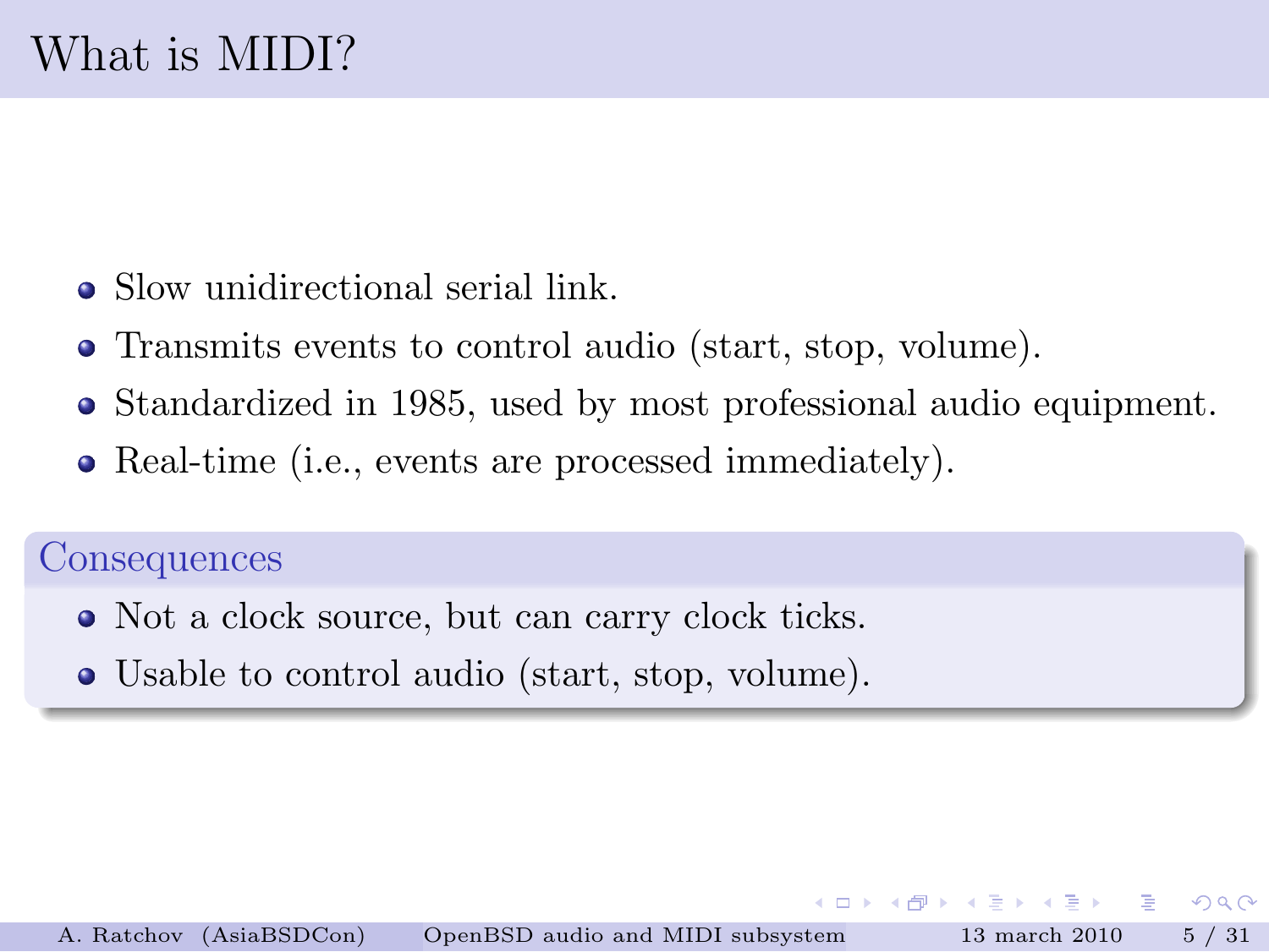# What is MIDI?

- Slow unidirectional serial link.
- Transmits events to control audio (start, stop, volume).
- Standardized in 1985, used by most professional audio equipment.
- Real-time (i.e., events are processed immediately).

### Consequences

- Not a clock source, but can carry clock ticks.
- Usable to control audio (start, stop, volume).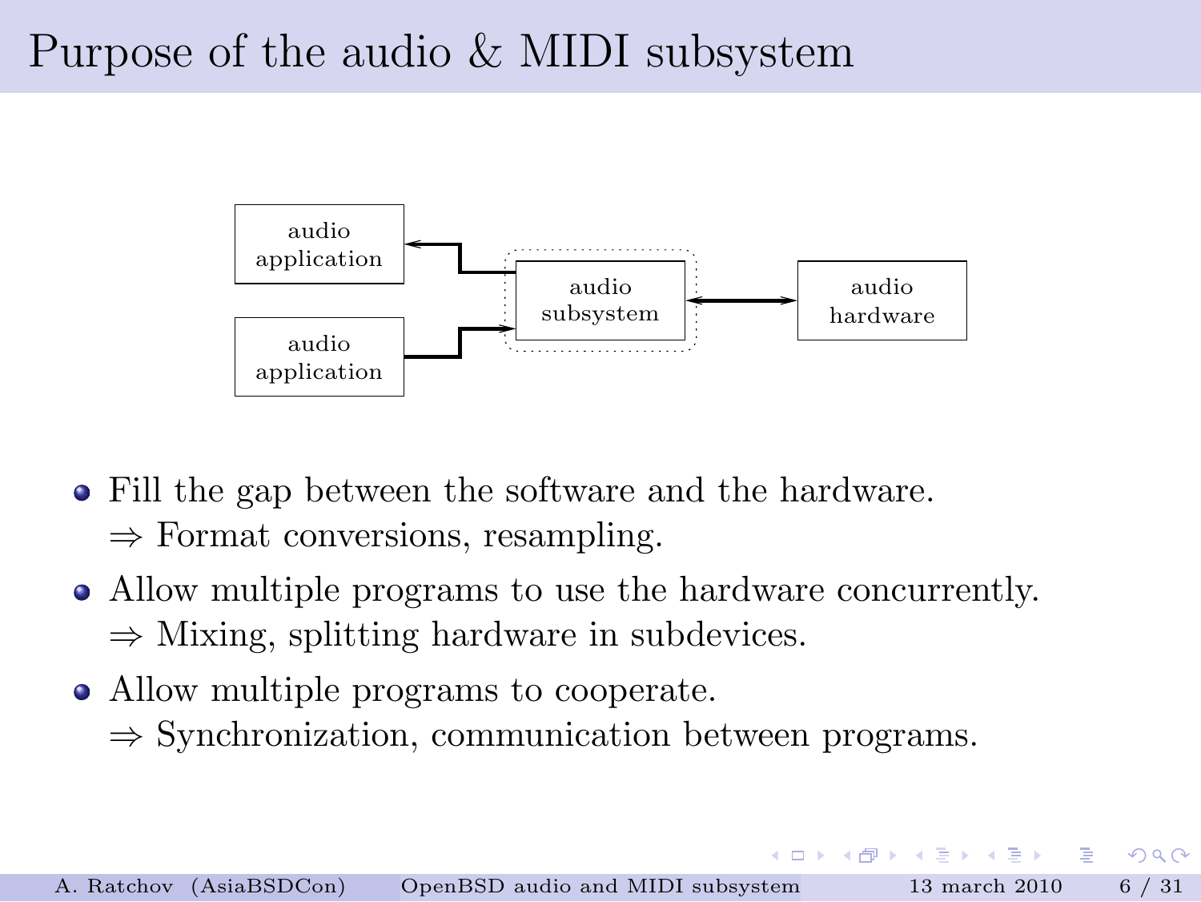# Purpose of the audio & MIDI subsystem

- Fill the gap between the software and the hardware.
  $\Rightarrow$ Format conversions, resampling.
- Allow multiple programs to use the hardware concurrently.
  $\Rightarrow$ Mixing, splitting hardware in subdevices.
- Allow multiple programs to cooperate.
  $\Rightarrow$ Synchronization, communication between programs.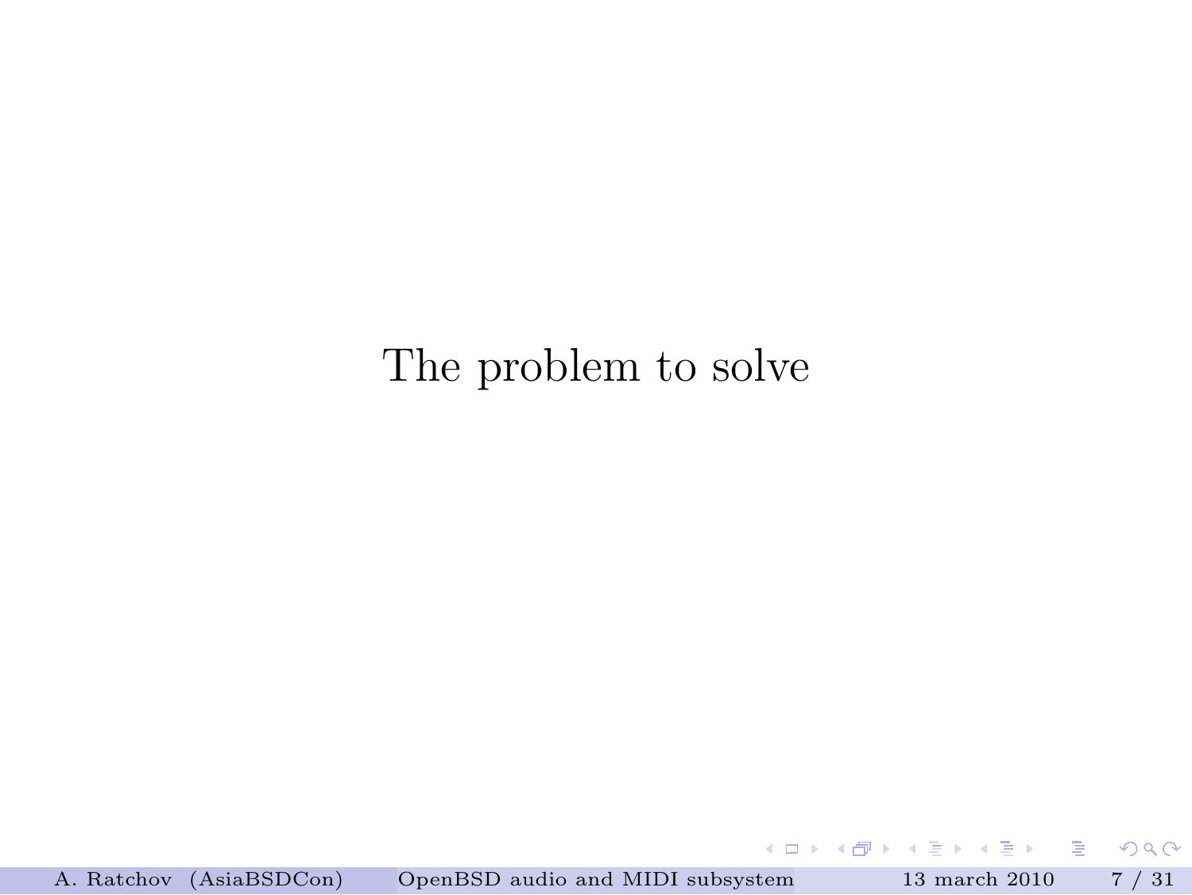# The problem to solve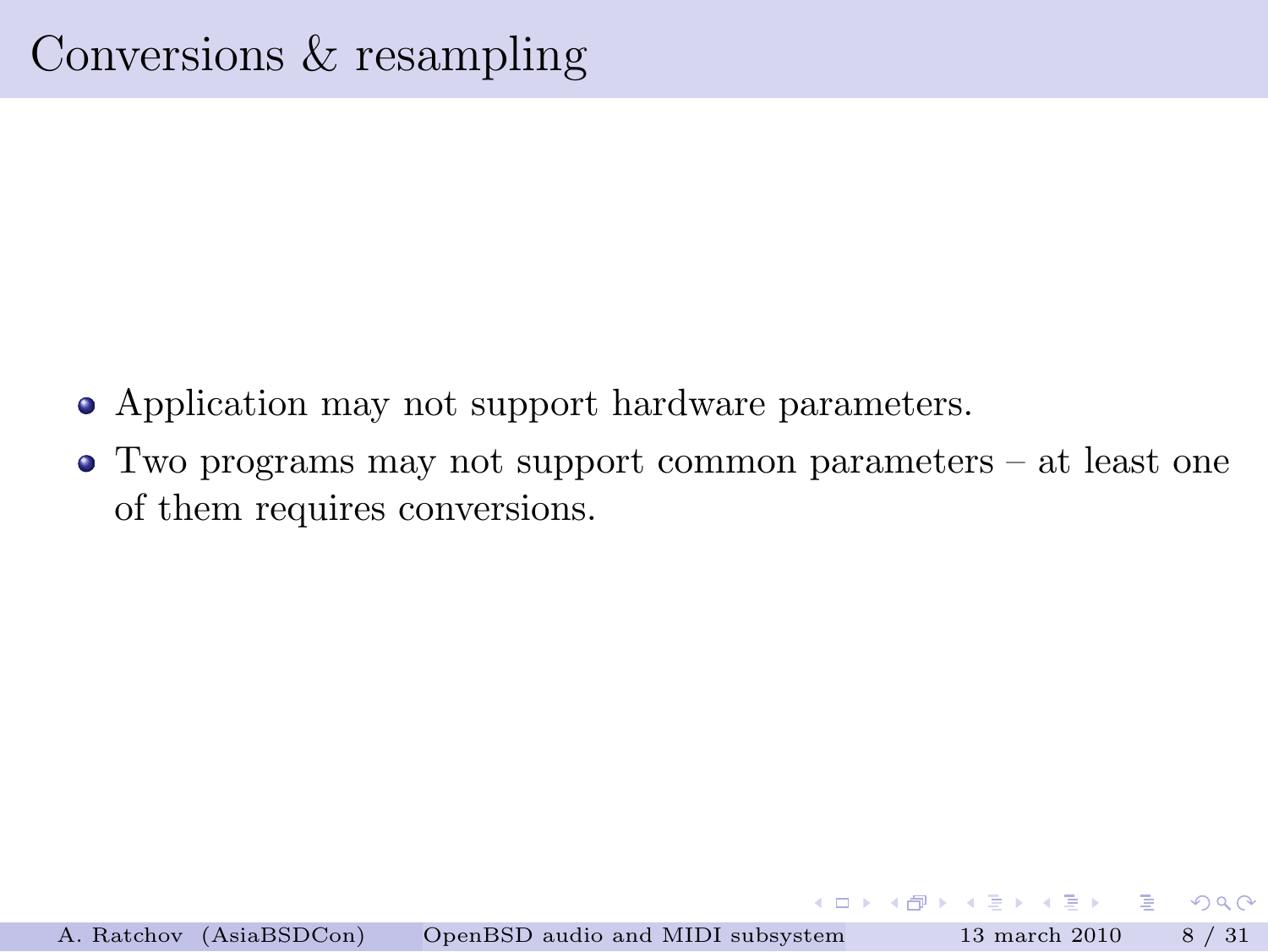# Conversions & resampling

- Application may not support hardware parameters.
- Two programs may not support common parameters – at least one of them requires conversions.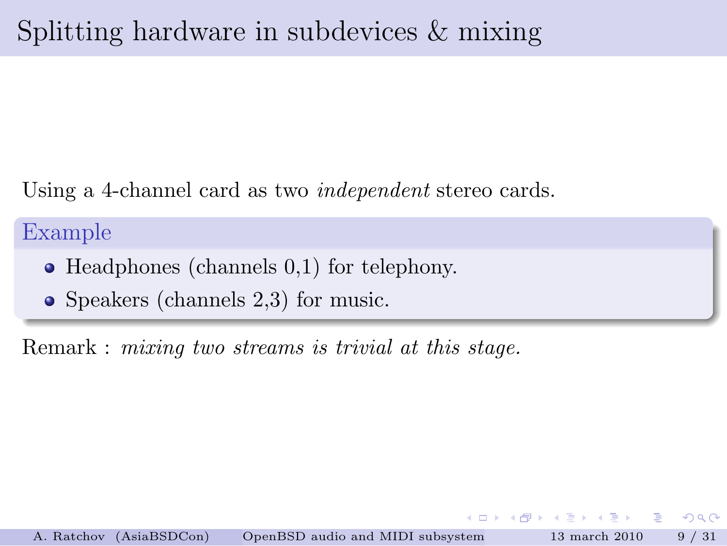# Splitting hardware in subdevices & mixing

Using a 4-channel card as two *independent* stereo cards.

**Example**

- Headphones (channels 0,1) for telephony.
- Speakers (channels 2,3) for music.

Remark : *mixing two streams is trivial at this stage.*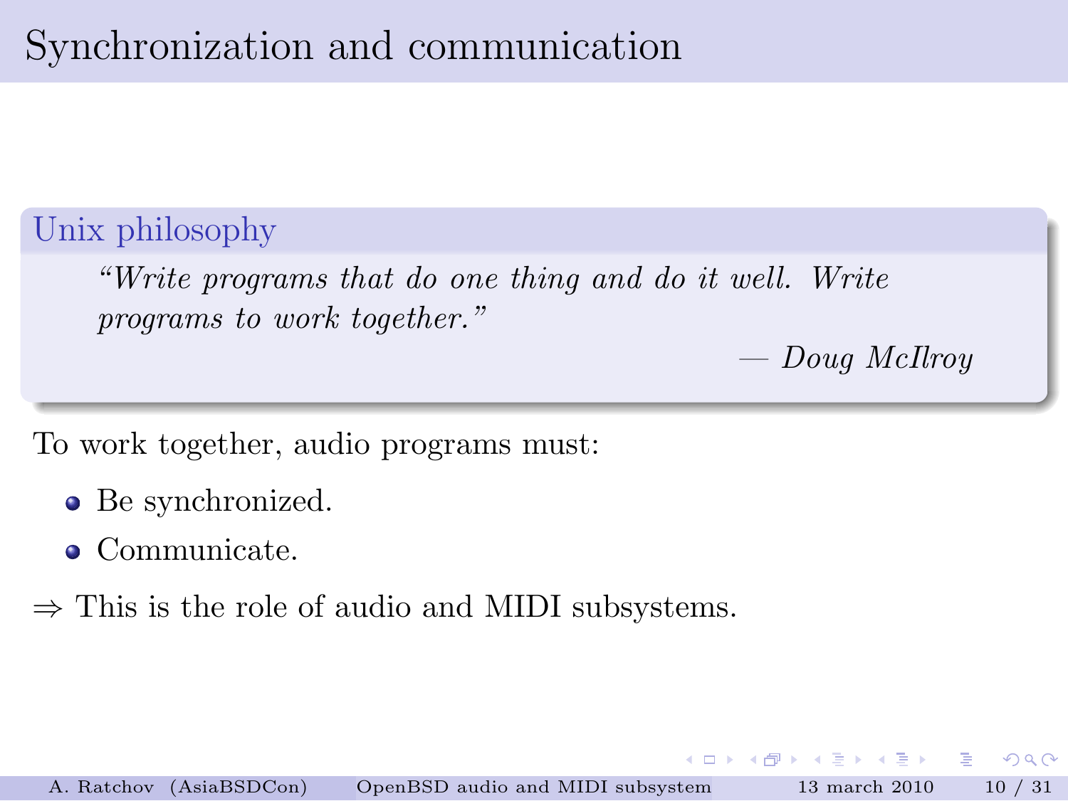# Synchronization and communication

### Unix philosophy

> *"Write programs that do one thing and do it well. Write programs to work together."*
>
> — *Doug McIlroy*

To work together, audio programs must:

- Be synchronized.
- Communicate.

⇒ This is the role of audio and MIDI subsystems.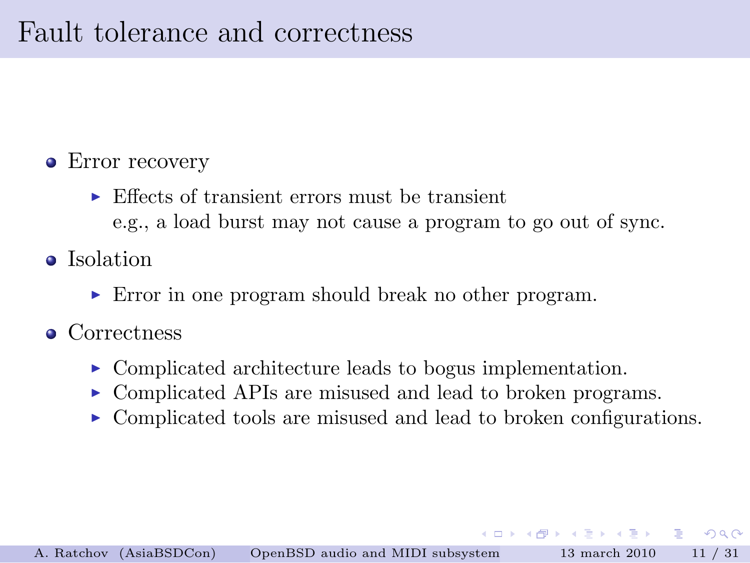# Fault tolerance and correctness

- Error recovery
  - Effects of transient errors must be transient
    e.g., a load burst may not cause a program to go out of sync.
- Isolation
  - Error in one program should break no other program.
- Correctness
  - Complicated architecture leads to bogus implementation.
  - Complicated APIs are misused and lead to broken programs.
  - Complicated tools are misused and lead to broken configurations.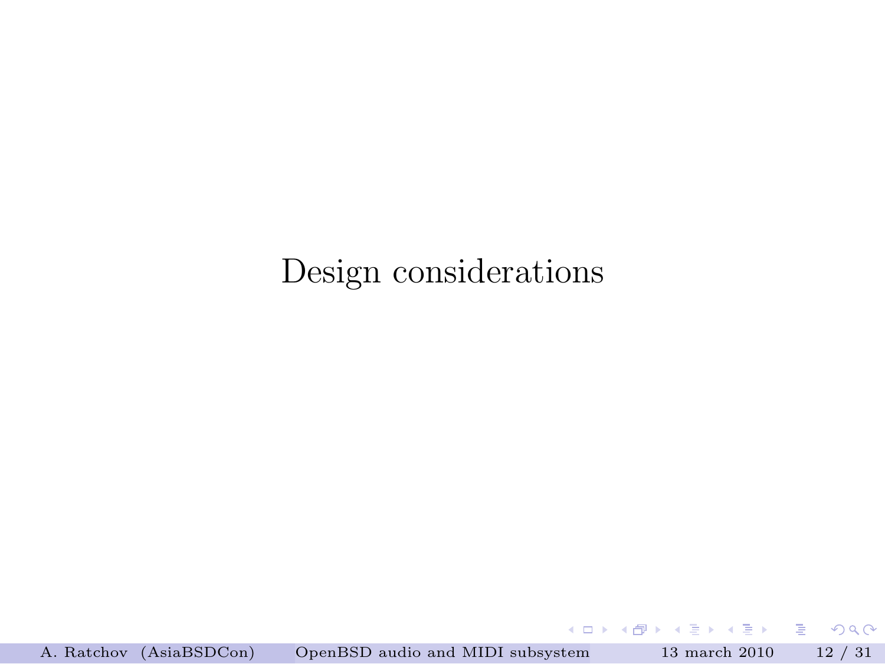# Design considerations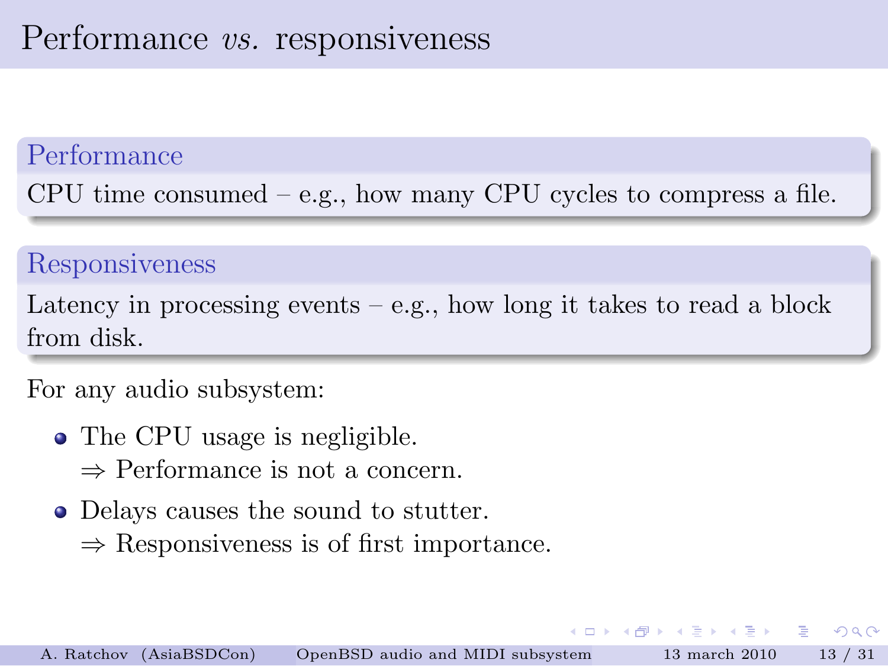# Performance *vs.* responsiveness

### Performance

CPU time consumed – e.g., how many CPU cycles to compress a file.

### Responsiveness

Latency in processing events – e.g., how long it takes to read a block from disk.

For any audio subsystem:

- The CPU usage is negligible.
  $\Rightarrow$ Performance is not a concern.
- Delays causes the sound to stutter.
  $\Rightarrow$ Responsiveness is of first importance.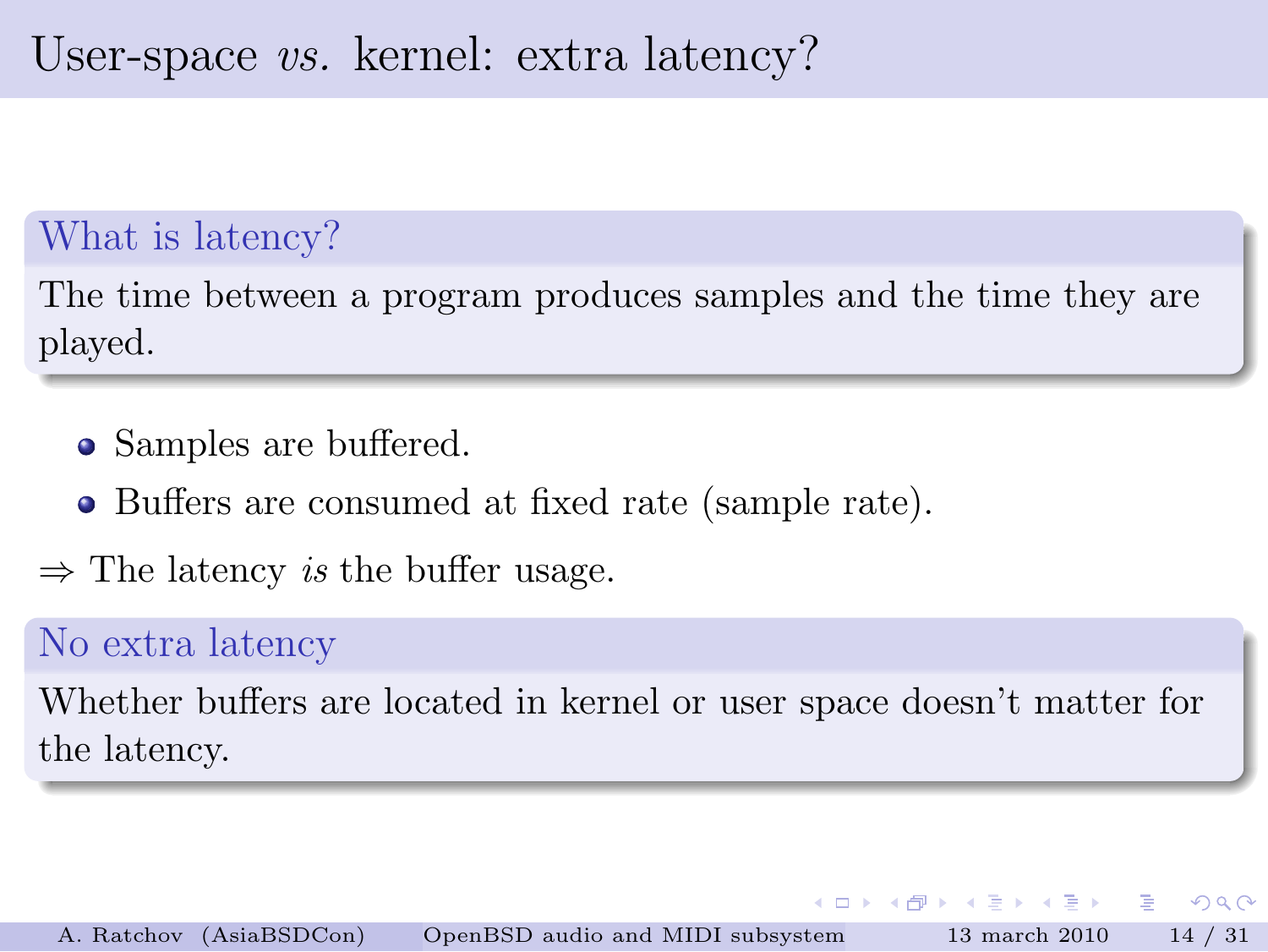# User-space *vs.* kernel: extra latency?

### What is latency?

The time between a program produces samples and the time they are played.

- Samples are buffered.
- Buffers are consumed at fixed rate (sample rate).

$\Rightarrow$ The latency *is* the buffer usage.

### No extra latency

Whether buffers are located in kernel or user space doesn't matter for the latency.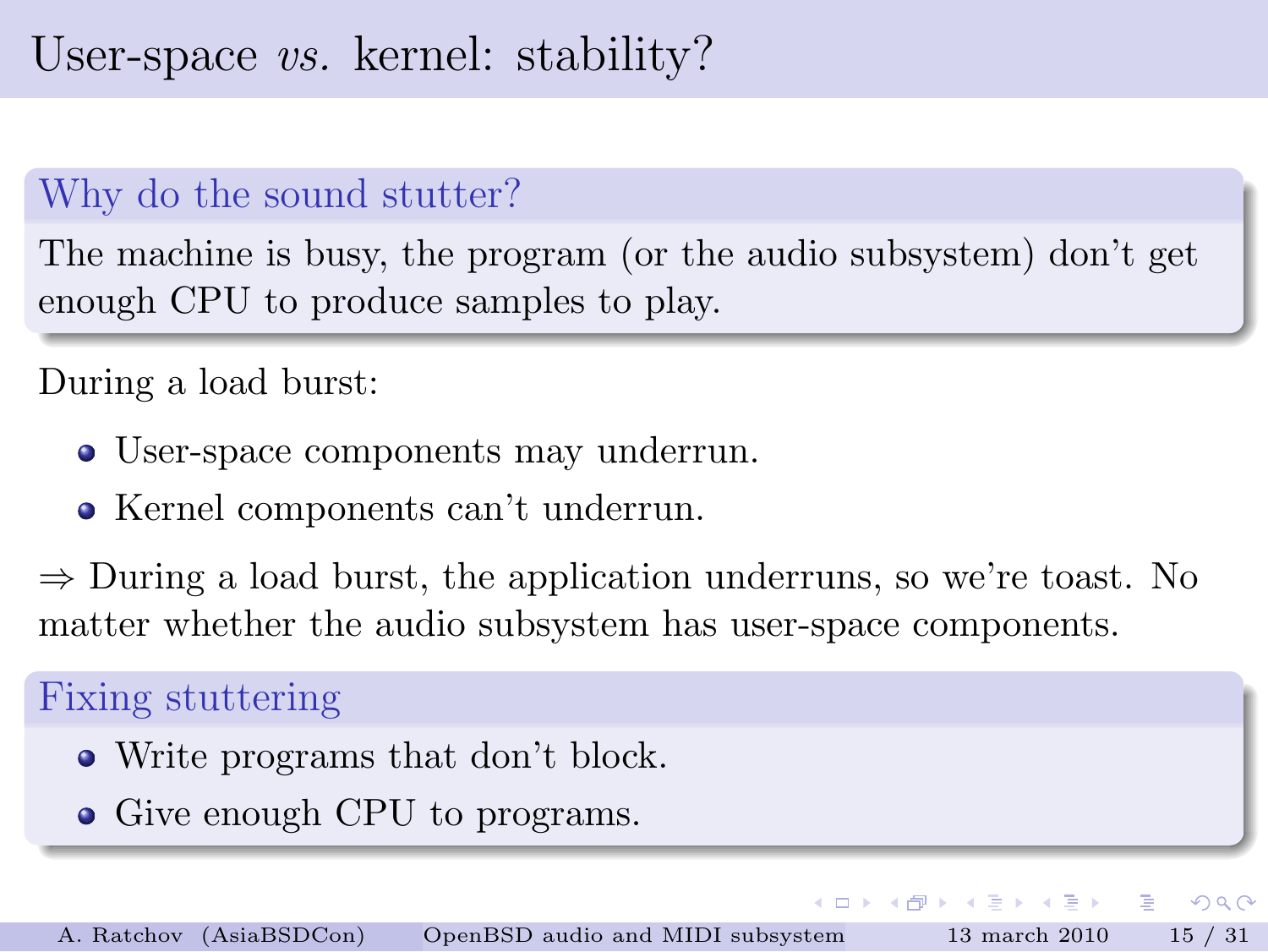# User-space *vs.* kernel: stability?

## Why do the sound stutter?

The machine is busy, the program (or the audio subsystem) don't get enough CPU to produce samples to play.

During a load burst:

- User-space components may underrun.
- Kernel components can't underrun.

$\Rightarrow$ During a load burst, the application underruns, so we're toast. No matter whether the audio subsystem has user-space components.

## Fixing stuttering

- Write programs that don't block.
- Give enough CPU to programs.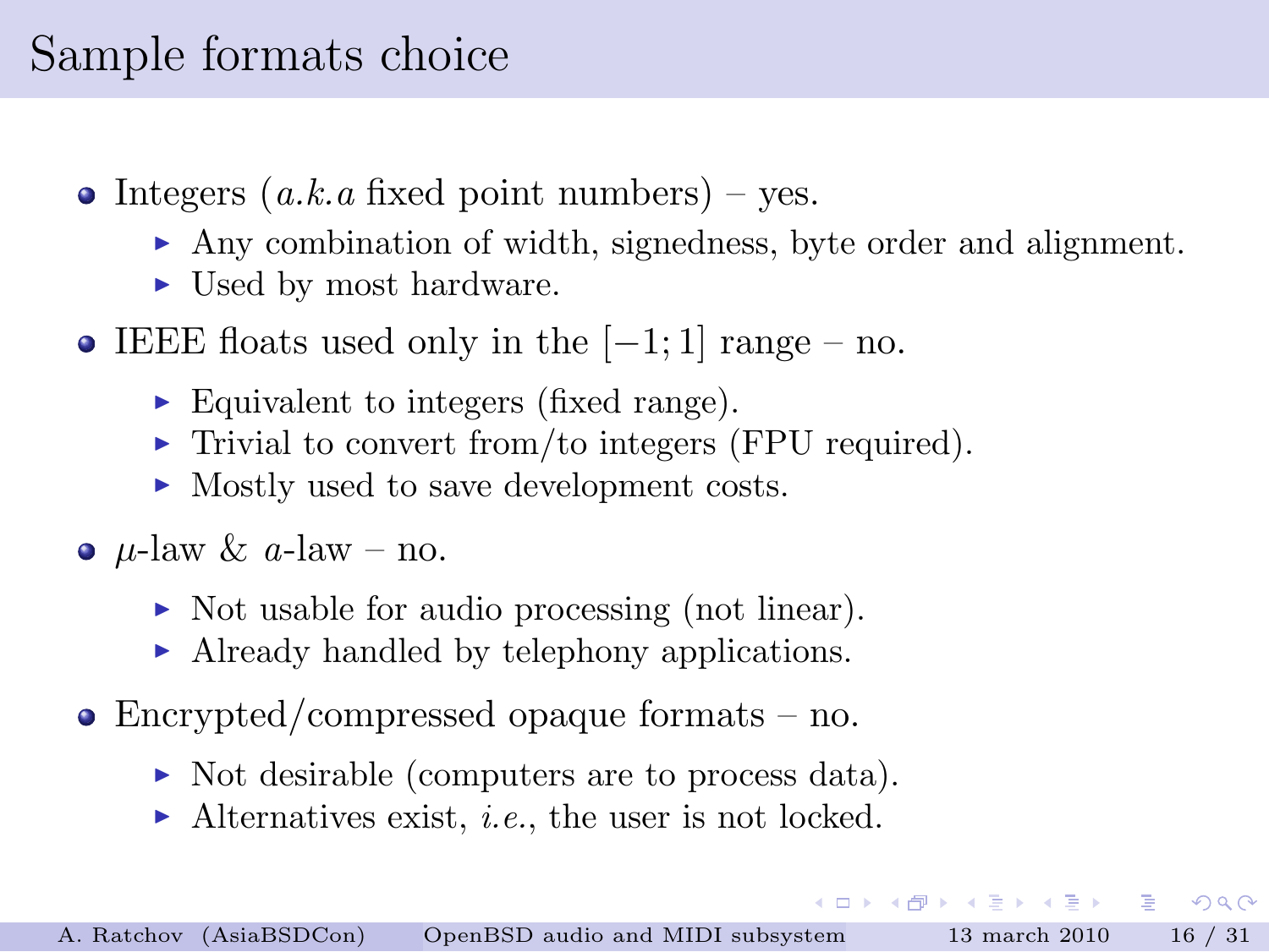# Sample formats choice

- Integers (*a.k.a* fixed point numbers) – yes.
  - Any combination of width, signedness, byte order and alignment.
  - Used by most hardware.
- IEEE floats used only in the $[-1; 1]$ range – no.
  - Equivalent to integers (fixed range).
  - Trivial to convert from/to integers (FPU required).
  - Mostly used to save development costs.
- $\mu$-law & $a$-law – no.
  - Not usable for audio processing (not linear).
  - Already handled by telephony applications.
- Encrypted/compressed opaque formats – no.
  - Not desirable (computers are to process data).
  - Alternatives exist, *i.e.*, the user is not locked.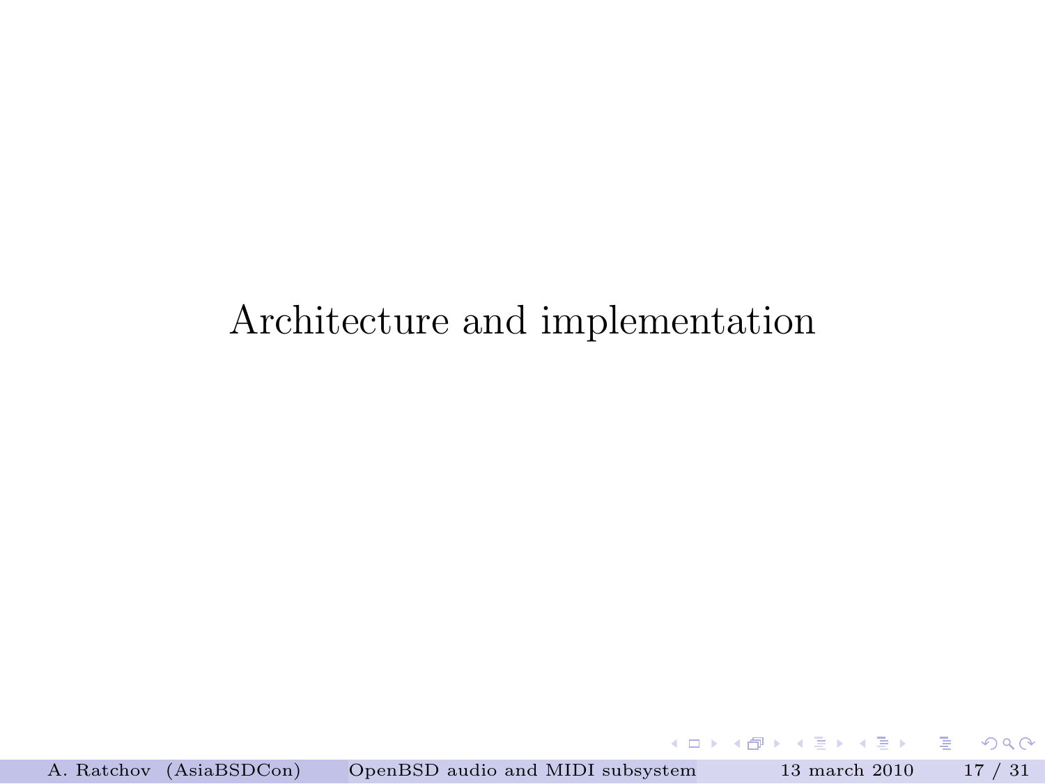# Architecture and implementation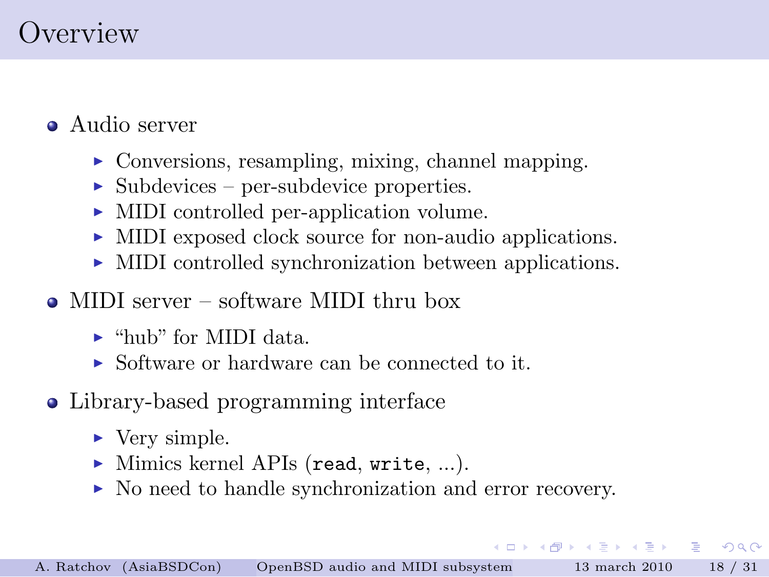# Overview

- Audio server
  - Conversions, resampling, mixing, channel mapping.
  - Subdevices – per-subdevice properties.
  - MIDI controlled per-application volume.
  - MIDI exposed clock source for non-audio applications.
  - MIDI controlled synchronization between applications.
- MIDI server – software MIDI thru box
  - "hub" for MIDI data.
  - Software or hardware can be connected to it.
- Library-based programming interface
  - Very simple.
  - Mimics kernel APIs (`read`, `write`, ...).
  - No need to handle synchronization and error recovery.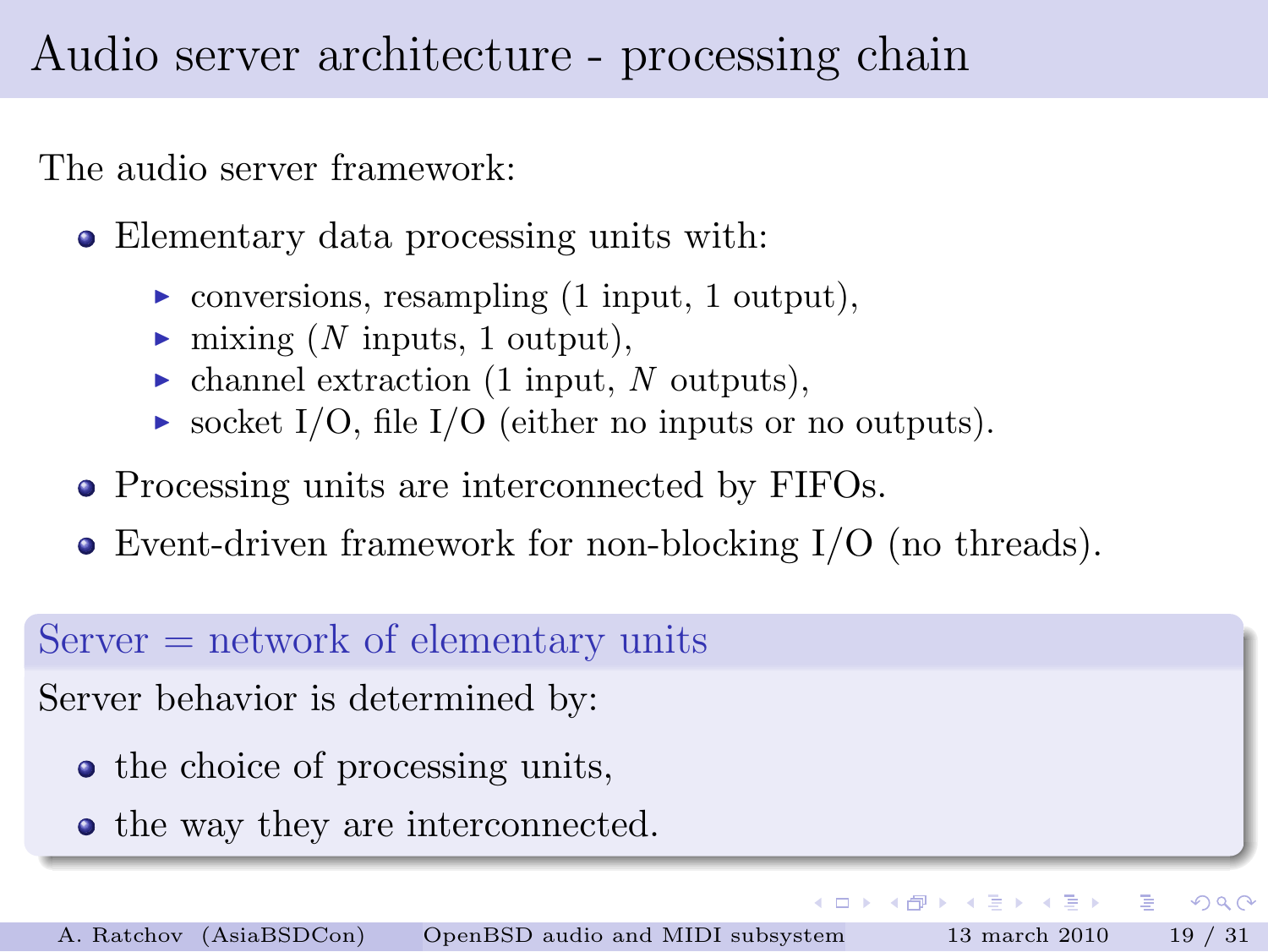# Audio server architecture - processing chain

The audio server framework:

- Elementary data processing units with:
  - conversions, resampling (1 input, 1 output),
  - mixing ($N$ inputs, 1 output),
  - channel extraction (1 input, $N$ outputs),
  - socket I/O, file I/O (either no inputs or no outputs).
- Processing units are interconnected by FIFOs.
- Event-driven framework for non-blocking I/O (no threads).

## Server = network of elementary units

Server behavior is determined by:

- the choice of processing units,
- the way they are interconnected.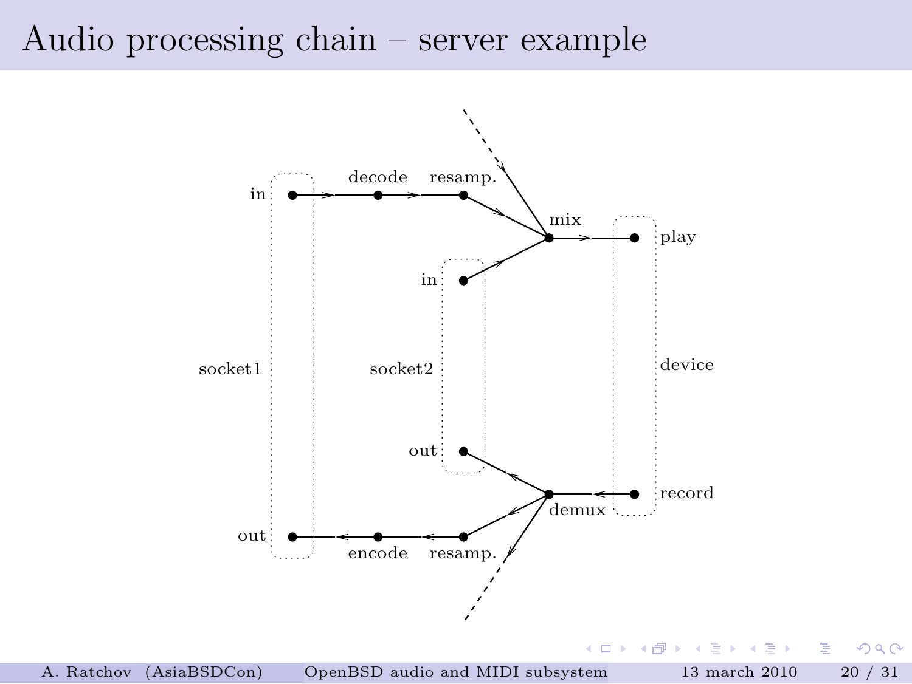# Audio processing chain – server example

in, decode, resamp., mix, play

socket1, socket2, device

in, out

out, encode, resamp., demux, record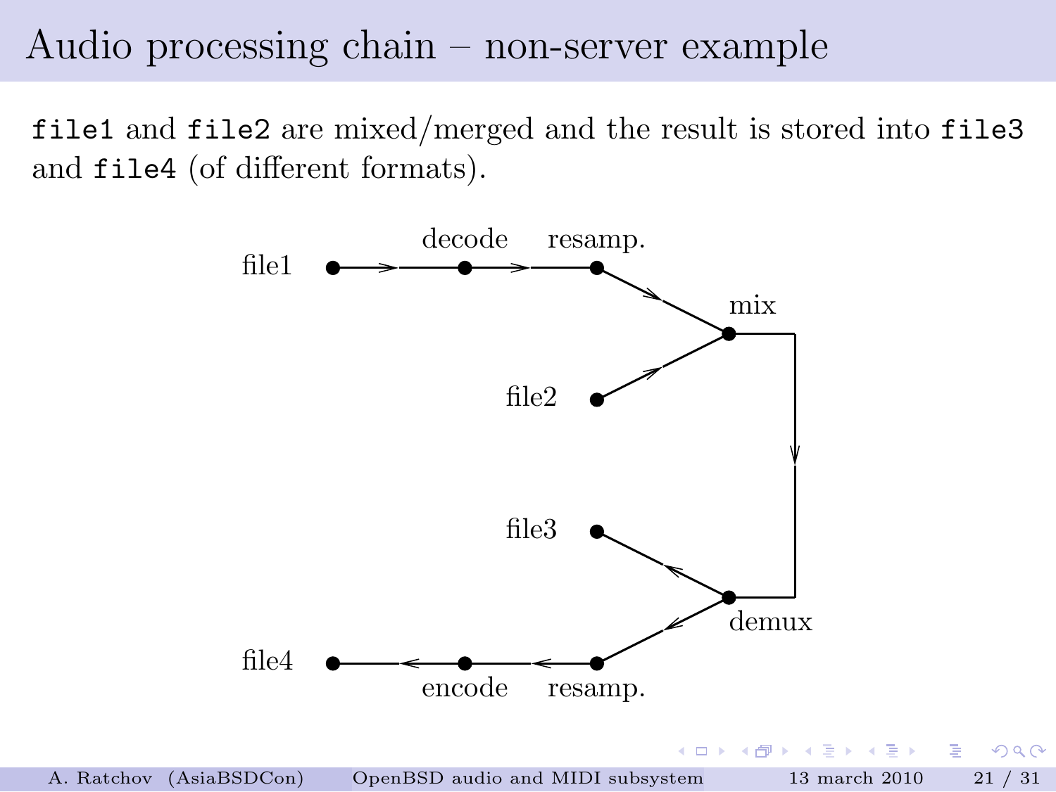# Audio processing chain – non-server example

`file1` and `file2` are mixed/merged and the result is stored into `file3` and `file4` (of different formats).

file1 → decode → resamp. → mix ← file2

mix → demux → file3

demux → resamp. → encode → file4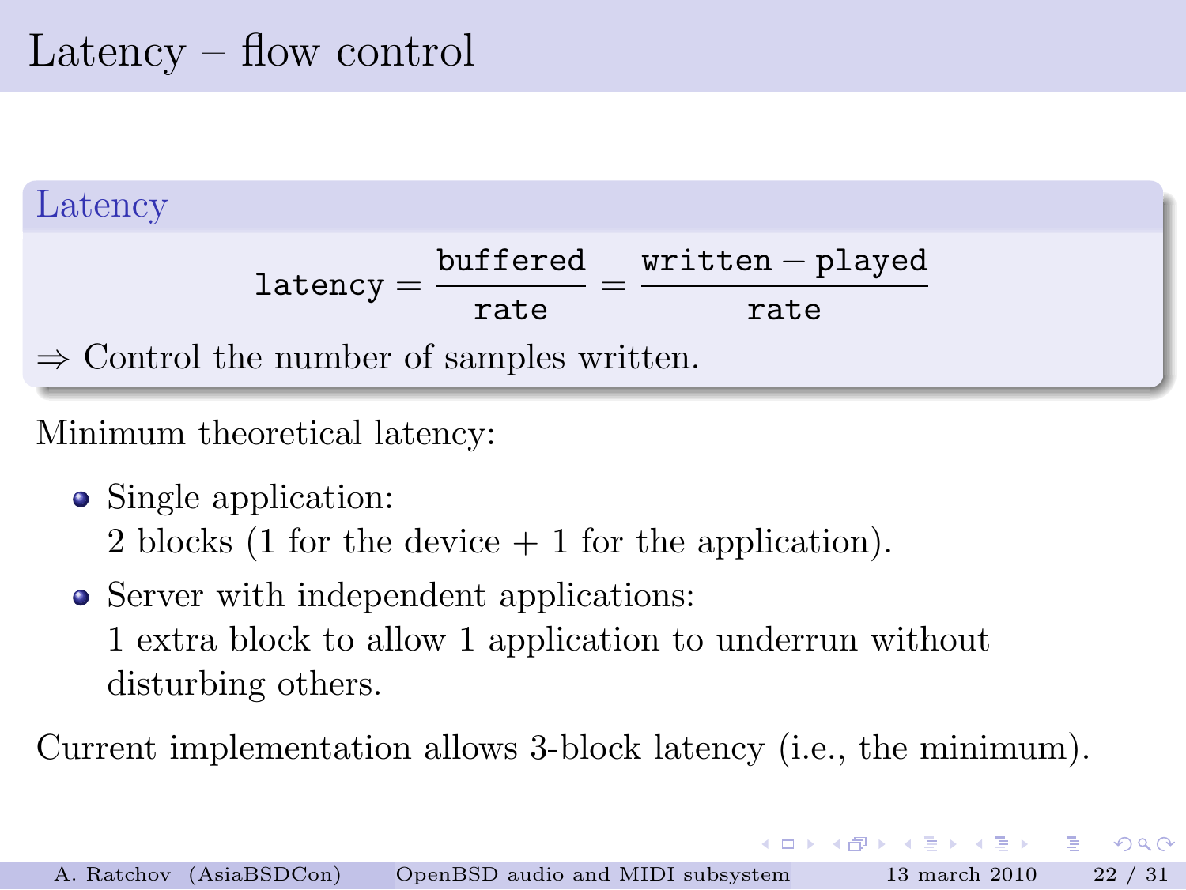# Latency – flow control

### Latency

$$\texttt{latency} = \frac{\texttt{buffered}}{\texttt{rate}} = \frac{\texttt{written} - \texttt{played}}{\texttt{rate}}$$

$\Rightarrow$ Control the number of samples written.

Minimum theoretical latency:

- Single application:
  2 blocks (1 for the device + 1 for the application).
- Server with independent applications:
  1 extra block to allow 1 application to underrun without disturbing others.

Current implementation allows 3-block latency (i.e., the minimum).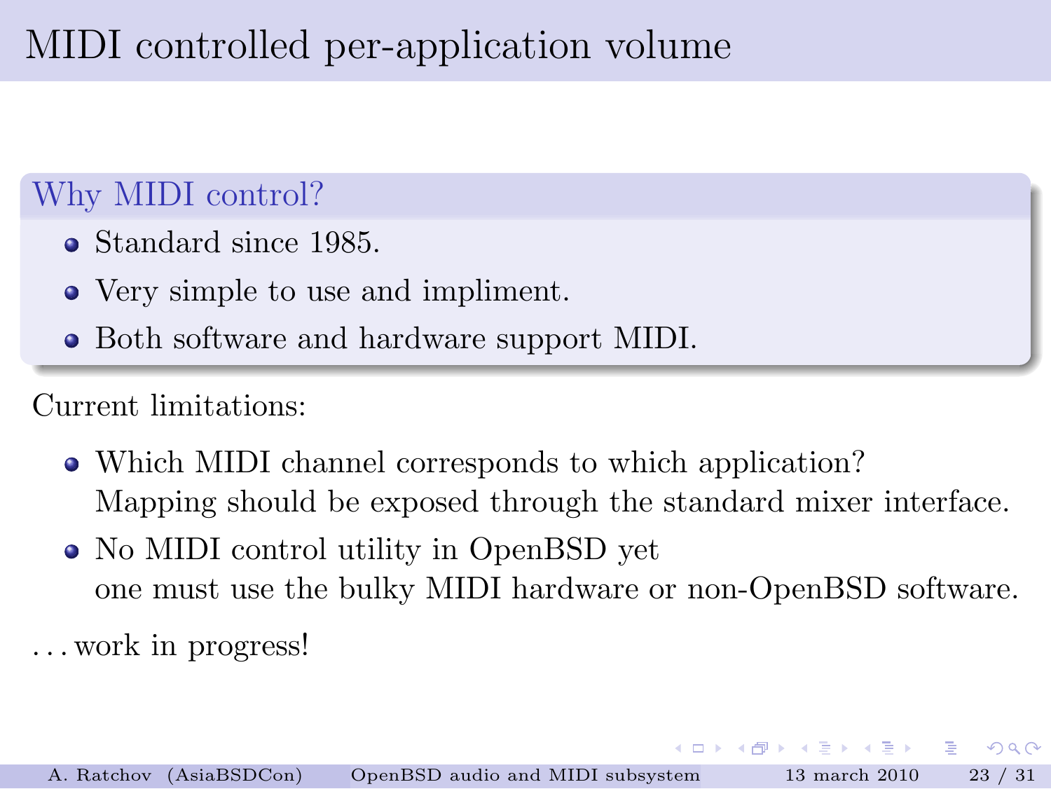# MIDI controlled per-application volume

### Why MIDI control?

- Standard since 1985.
- Very simple to use and impliment.
- Both software and hardware support MIDI.

Current limitations:

- Which MIDI channel corresponds to which application?
  Mapping should be exposed through the standard mixer interface.
- No MIDI control utility in OpenBSD yet
  one must use the bulky MIDI hardware or non-OpenBSD software.

. . . work in progress!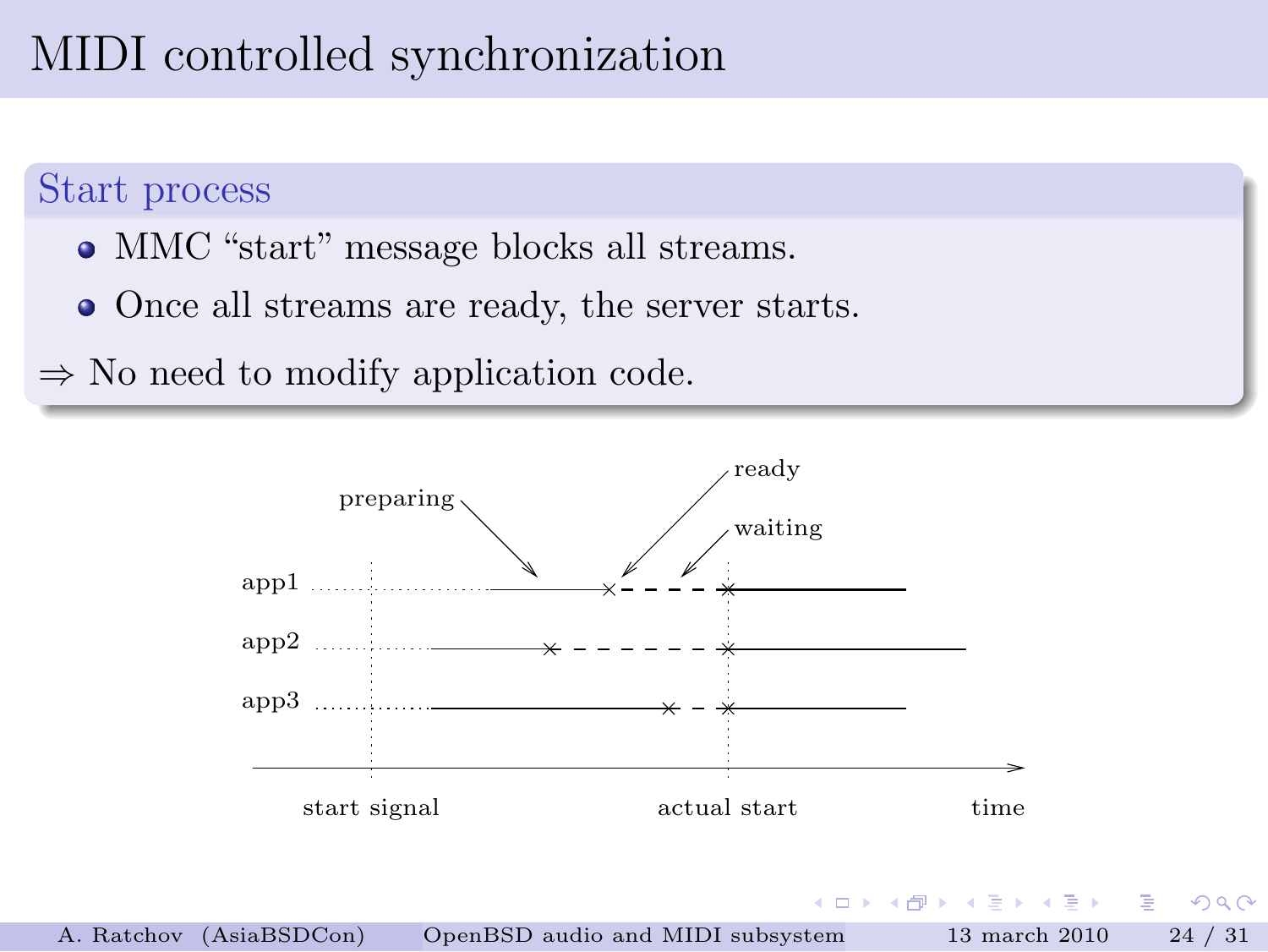# MIDI controlled synchronization

## Start process

- MMC "start" message blocks all streams.
- Once all streams are ready, the server starts.

⇒ No need to modify application code.

preparing

ready

waiting

app1

app2

app3

start signal

actual start

time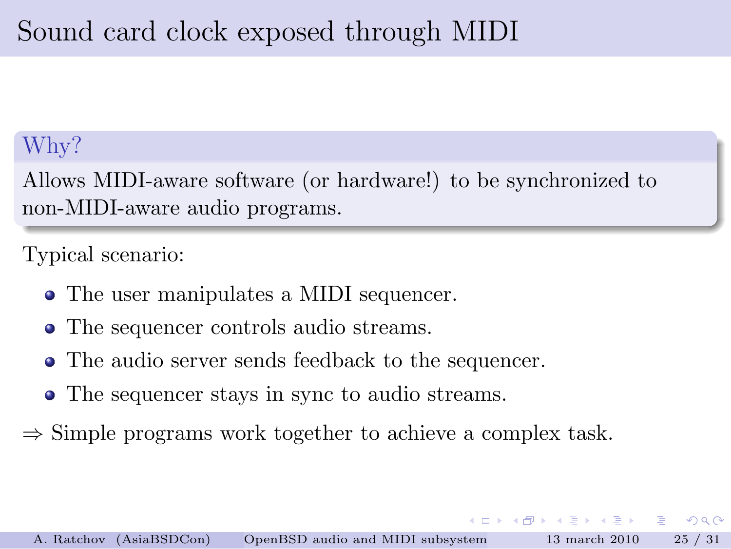# Sound card clock exposed through MIDI

### Why?

Allows MIDI-aware software (or hardware!) to be synchronized to non-MIDI-aware audio programs.

Typical scenario:

- The user manipulates a MIDI sequencer.
- The sequencer controls audio streams.
- The audio server sends feedback to the sequencer.
- The sequencer stays in sync to audio streams.

$\Rightarrow$ Simple programs work together to achieve a complex task.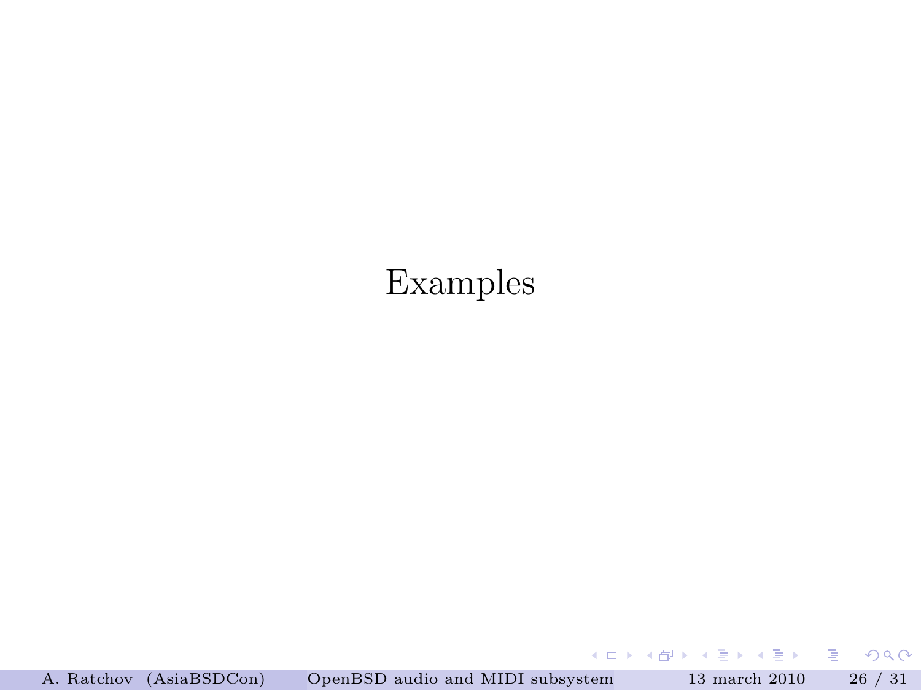# Examples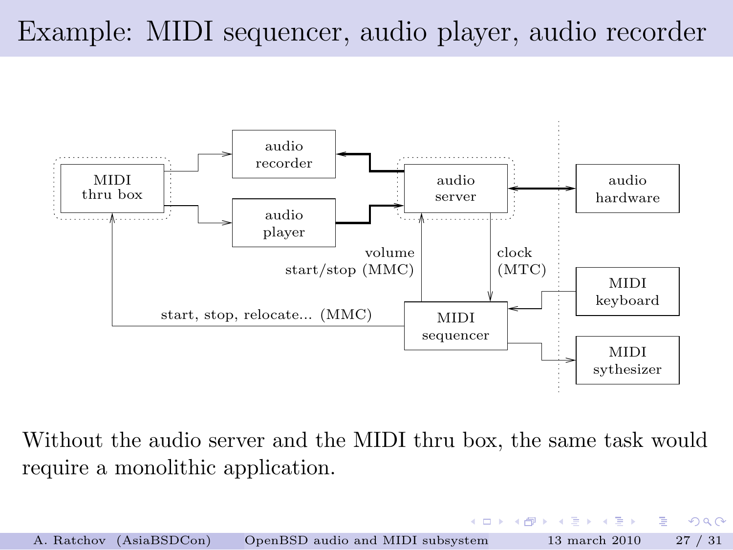# Example: MIDI sequencer, audio player, audio recorder

MIDI thru box

audio recorder

audio player

audio server

audio hardware

volume start/stop (MMC)

clock (MTC)

MIDI keyboard

start, stop, relocate... (MMC)

MIDI sequencer

MIDI sythesizer

Without the audio server and the MIDI thru box, the same task would require a monolithic application.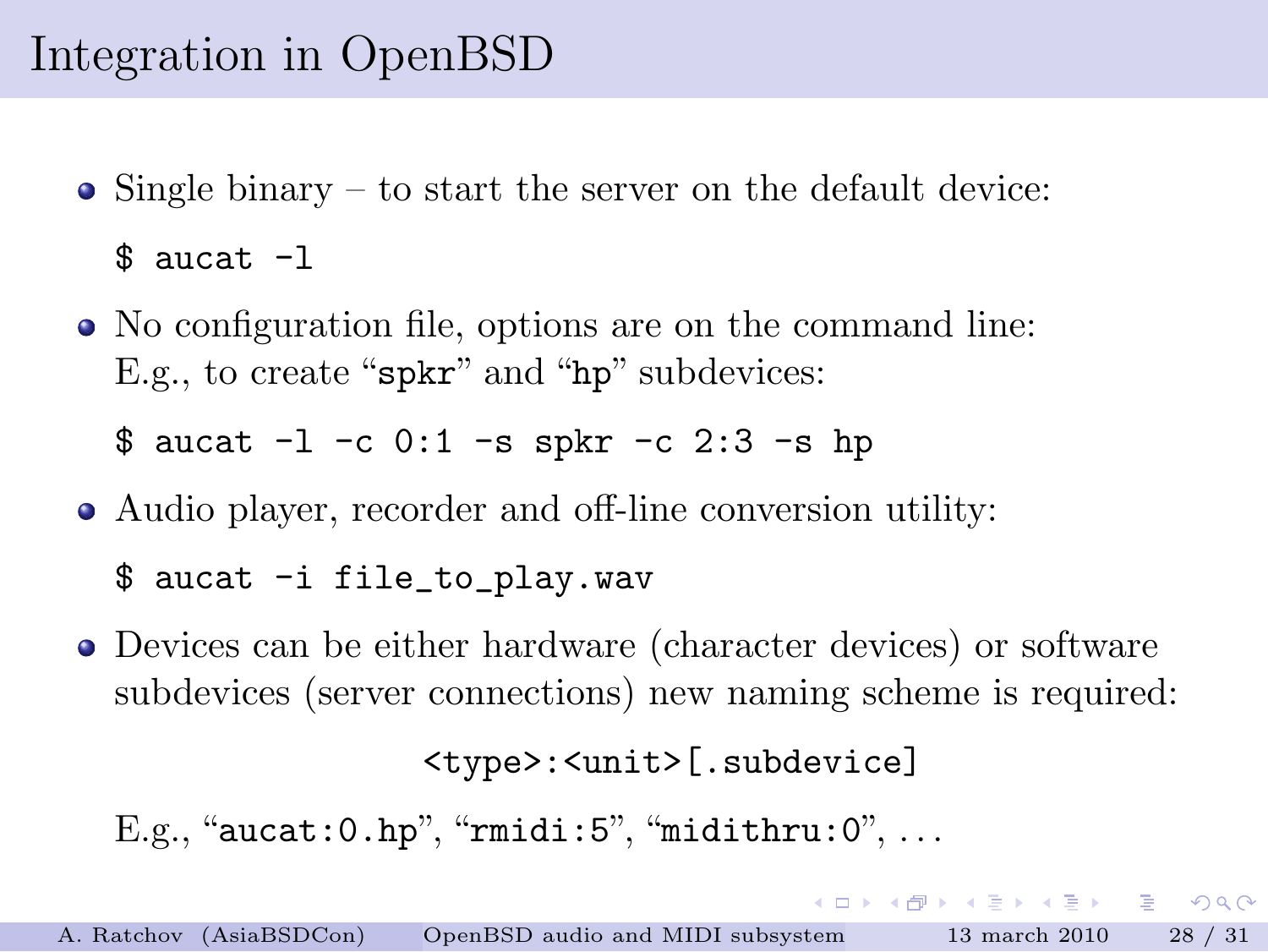# Integration in OpenBSD

- Single binary – to start the server on the default device:

  ```
  $ aucat -l
  ```

- No configuration file, options are on the command line:
  E.g., to create "spkr" and "hp" subdevices:

  ```
  $ aucat -l -c 0:1 -s spkr -c 2:3 -s hp
  ```

- Audio player, recorder and off-line conversion utility:

  ```
  $ aucat -i file_to_play.wav
  ```

- Devices can be either hardware (character devices) or software subdevices (server connections) new naming scheme is required:

  ```
  <type>:<unit>[.subdevice]
  ```

  E.g., "aucat:0.hp", "rmidi:5", "midithru:0", ...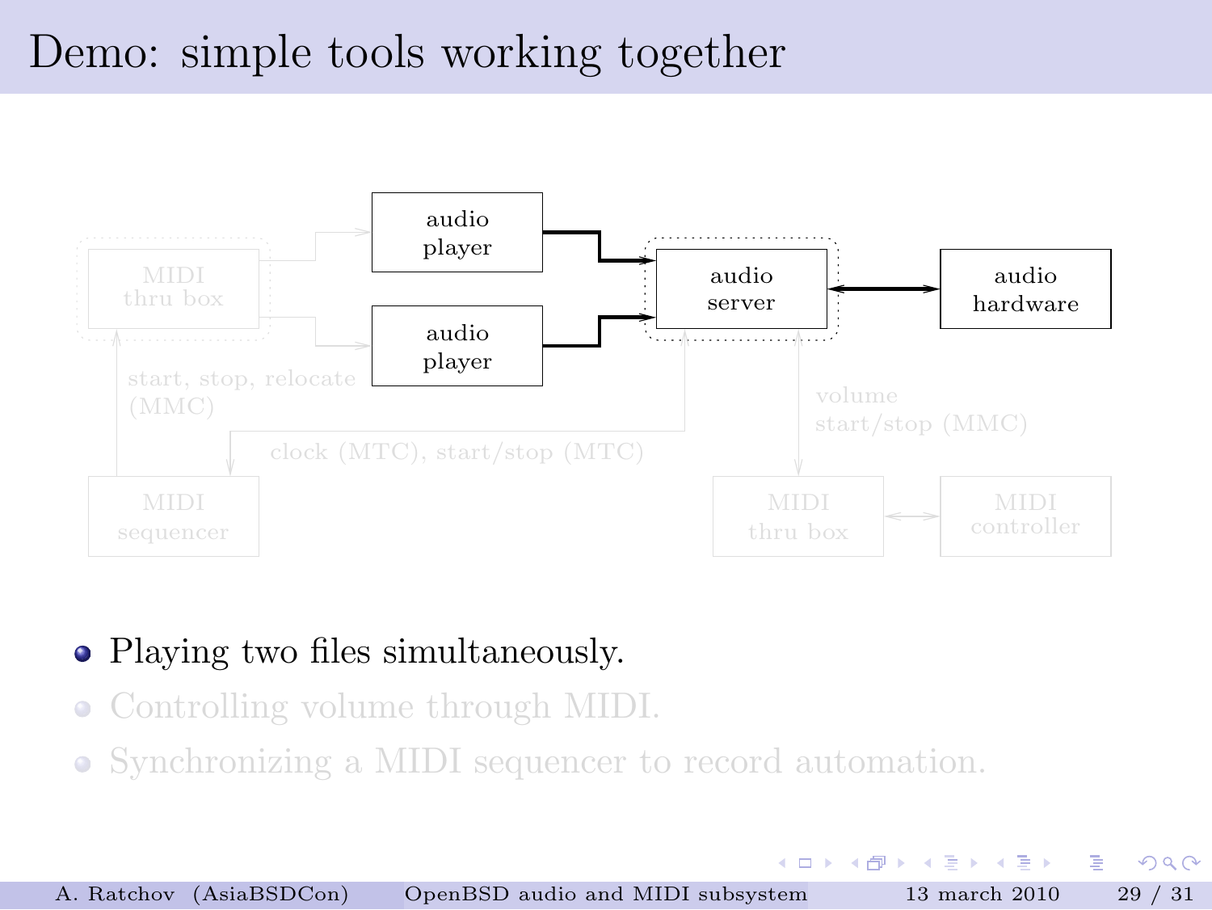# Demo: simple tools working together

audio player

audio player

audio server

audio hardware

MIDI thru box

start, stop, relocate (MMC)

clock (MTC), start/stop (MTC)

MIDI sequencer

volume start/stop (MMC)

MIDI thru box

MIDI controller

- Playing two files simultaneously.
- Controlling volume through MIDI.
- Synchronizing a MIDI sequencer to record automation.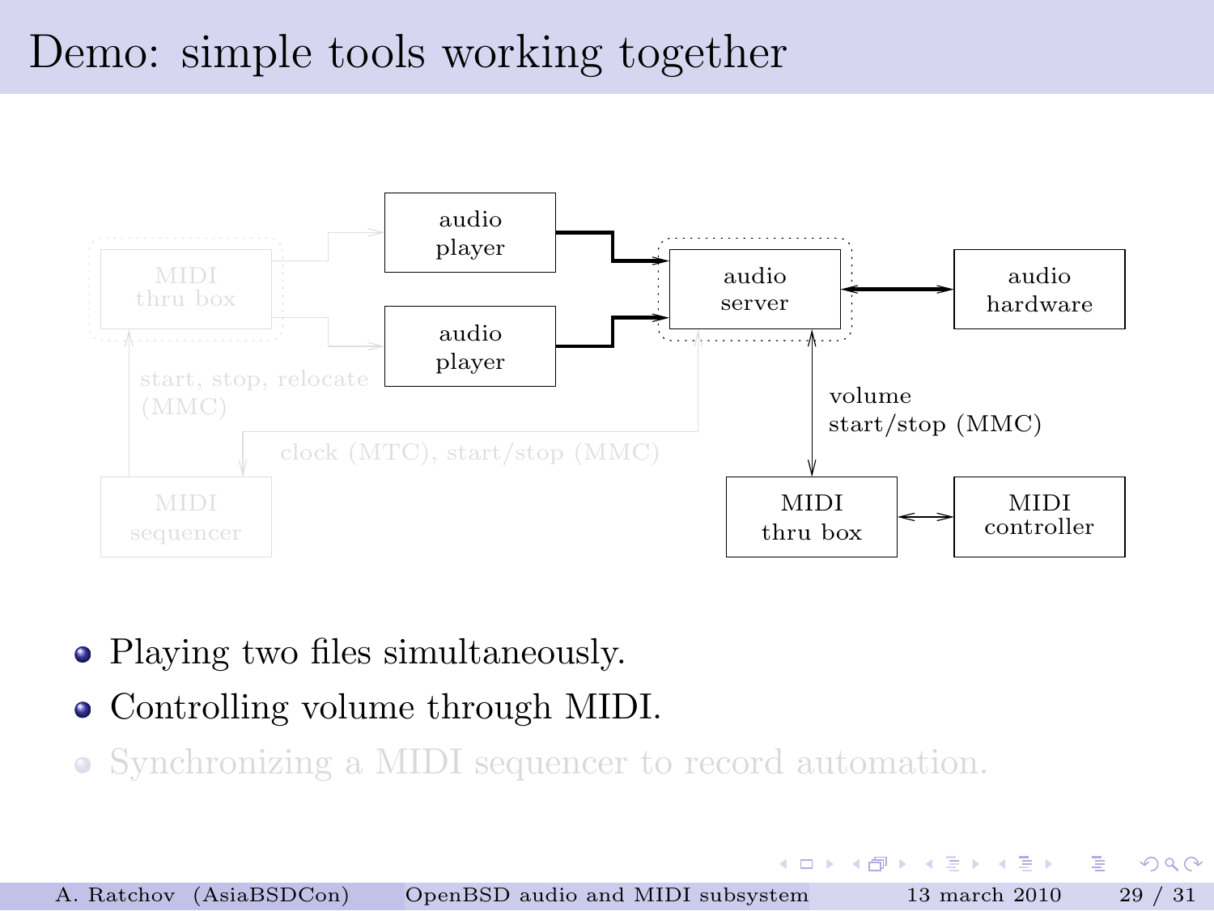# Demo: simple tools working together

- Playing two files simultaneously.
- Controlling volume through MIDI.
- Synchronizing a MIDI sequencer to record automation.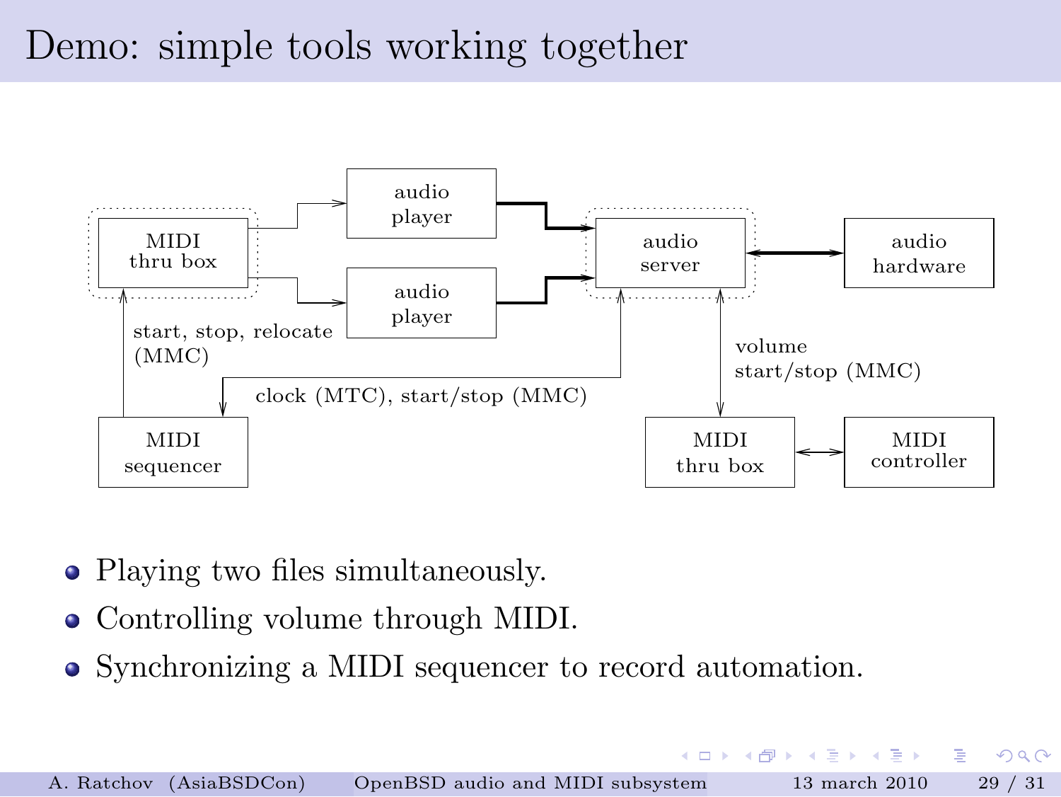# Demo: simple tools working together

- Playing two files simultaneously.
- Controlling volume through MIDI.
- Synchronizing a MIDI sequencer to record automation.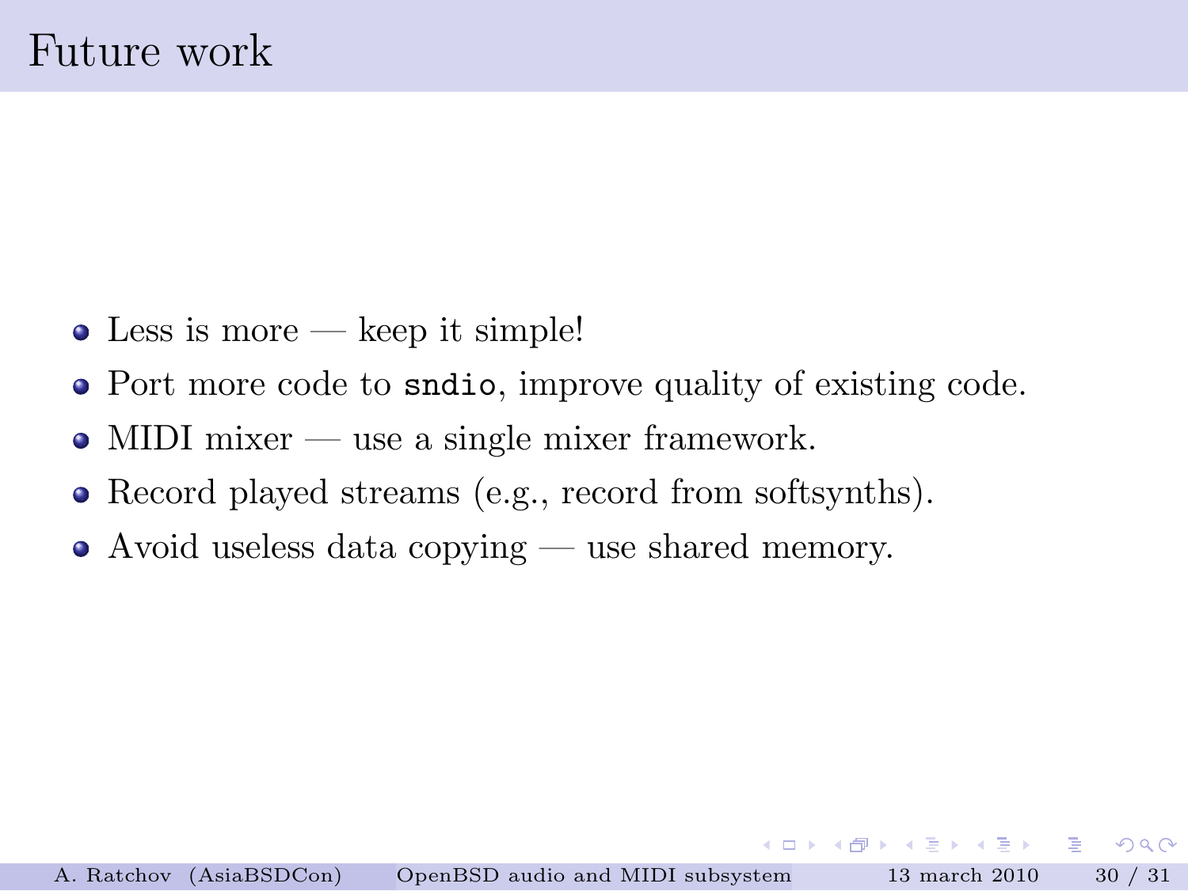# Future work

- Less is more — keep it simple!
- Port more code to `sndio`, improve quality of existing code.
- MIDI mixer — use a single mixer framework.
- Record played streams (e.g., record from softsynths).
- Avoid useless data copying — use shared memory.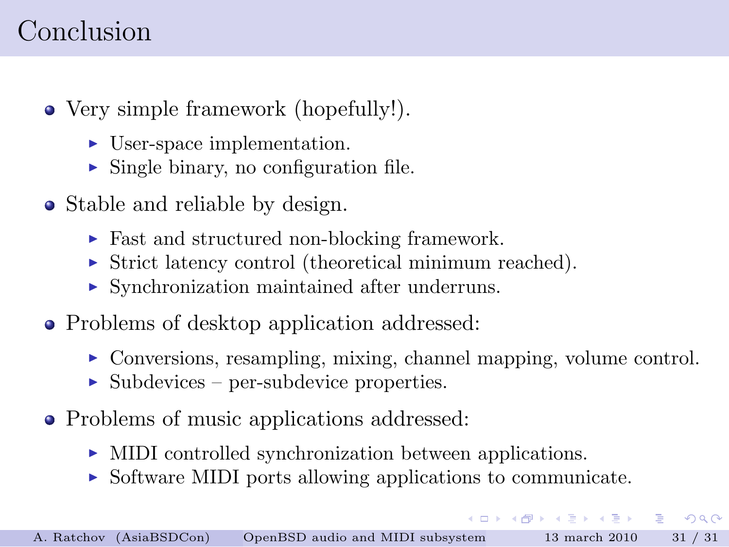# Conclusion

- Very simple framework (hopefully!).
  - User-space implementation.
  - Single binary, no configuration file.
- Stable and reliable by design.
  - Fast and structured non-blocking framework.
  - Strict latency control (theoretical minimum reached).
  - Synchronization maintained after underruns.
- Problems of desktop application addressed:
  - Conversions, resampling, mixing, channel mapping, volume control.
  - Subdevices – per-subdevice properties.
- Problems of music applications addressed:
  - MIDI controlled synchronization between applications.
  - Software MIDI ports allowing applications to communicate.